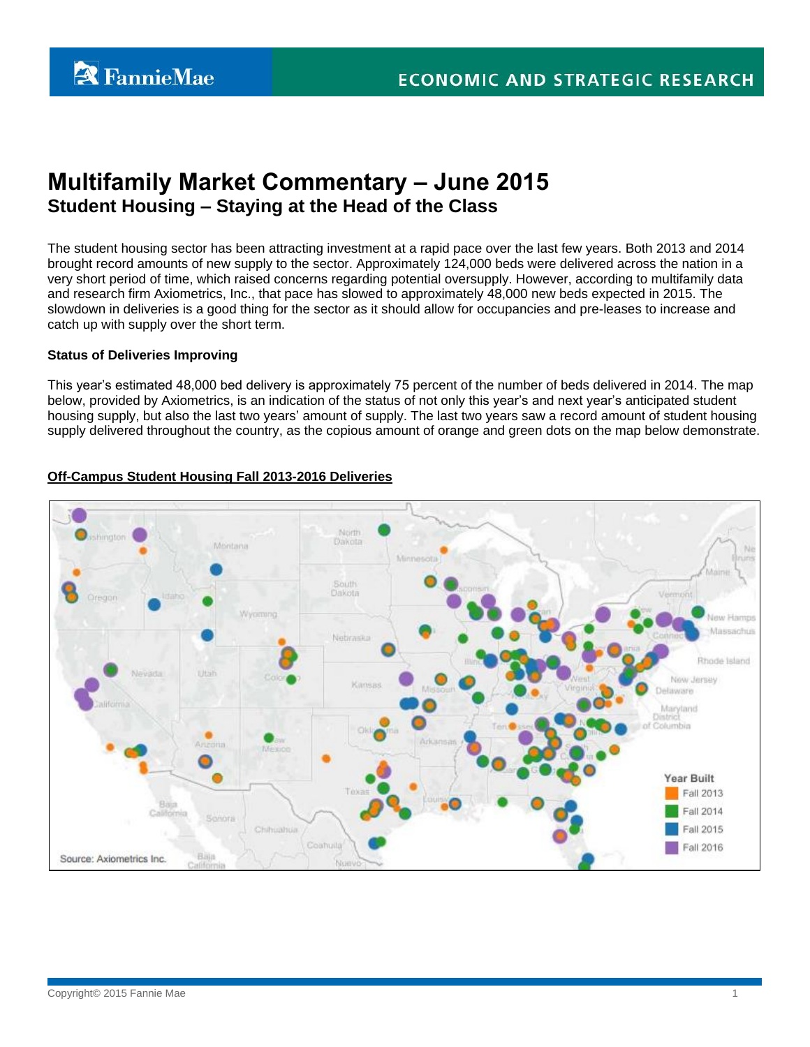# Multifamily Market Commentary – June 2015

## Student Housing – Staying at the Head of the Class

The student housing sector has been attracting investment at a rapid pace over the last few years. Both 2013 and 2014 brought record amounts of new supply to the sector. Approximately 124,000 beds were delivered across the nation in a very short period of time, which raised concerns regarding potential oversupply. However, according to multifamily data and research firm Axiometrics, Inc., that pace has slowed to approximately 48,000 new beds expected in 2015. The slowdown in deliveries is a good thing for the sector as it should allow for occupancies and pre-leases to increase and catch up with supply over the short term.

**Status of Deliveries Improving**

This year's estimated 48,000 bed delivery is approximately 75 percent of the number of beds delivered in 2014. The map below, provided by Axiometrics, is an indication of the status of not only this year's and next year's anticipated student housing supply, but also the last two years' amount of supply. The last two years saw a record amount of student housing supply delivered throughout the country, as the copious amount of orange and green dots on the map below demonstrate.

**Off-Campus Student Housing Fall 2013-2016 Deliveries**

Year Built: Fall 2013, Fall 2014, Fall 2015, Fall 2016

Source: Axiometrics Inc.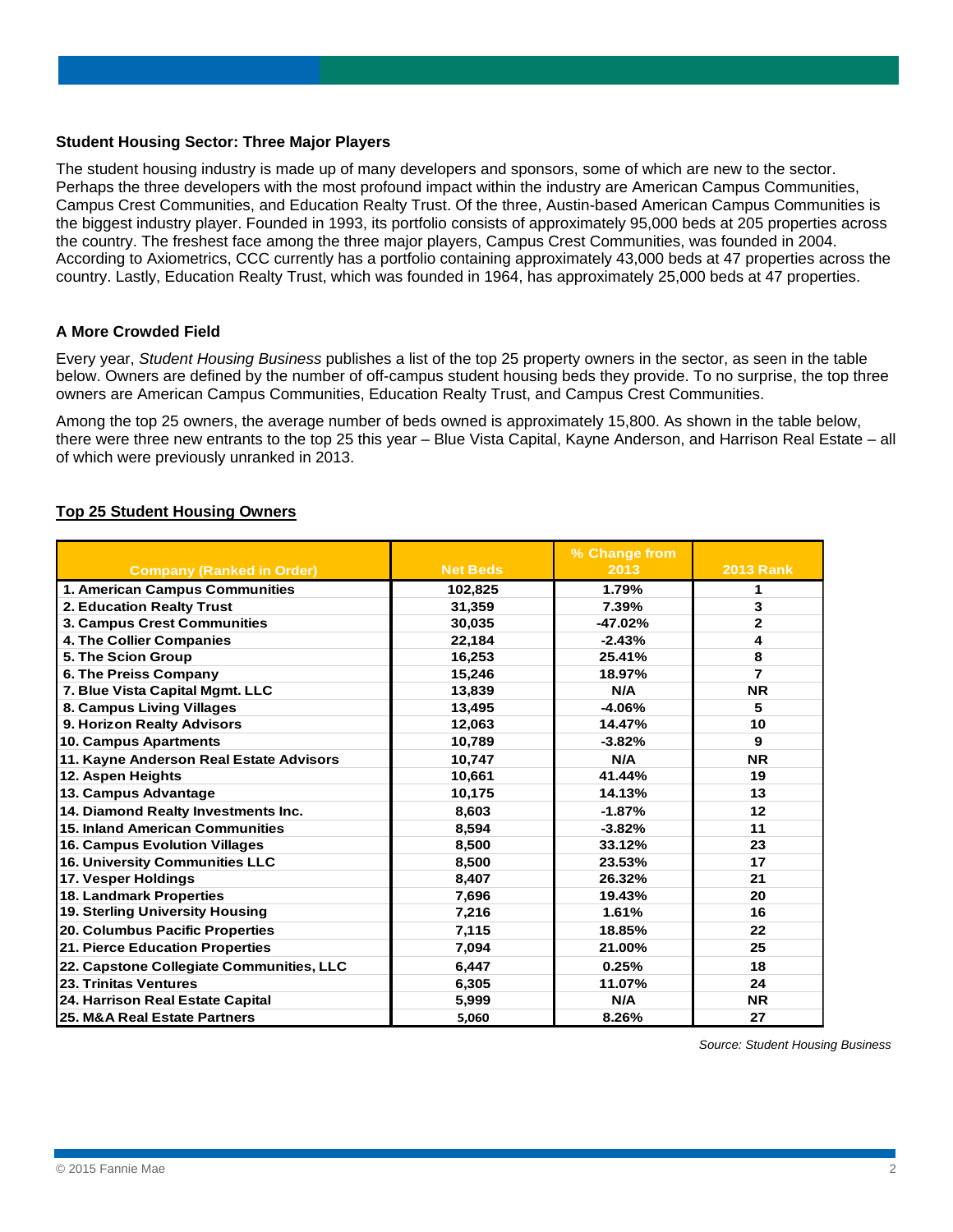### Student Housing Sector: Three Major Players

The student housing industry is made up of many developers and sponsors, some of which are new to the sector. Perhaps the three developers with the most profound impact within the industry are American Campus Communities, Campus Crest Communities, and Education Realty Trust. Of the three, Austin-based American Campus Communities is the biggest industry player. Founded in 1993, its portfolio consists of approximately 95,000 beds at 205 properties across the country. The freshest face among the three major players, Campus Crest Communities, was founded in 2004. According to Axiometrics, CCC currently has a portfolio containing approximately 43,000 beds at 47 properties across the country. Lastly, Education Realty Trust, which was founded in 1964, has approximately 25,000 beds at 47 properties.

### A More Crowded Field

Every year, *Student Housing Business* publishes a list of the top 25 property owners in the sector, as seen in the table below. Owners are defined by the number of off-campus student housing beds they provide. To no surprise, the top three owners are American Campus Communities, Education Realty Trust, and Campus Crest Communities.

Among the top 25 owners, the average number of beds owned is approximately 15,800. As shown in the table below, there were three new entrants to the top 25 this year – Blue Vista Capital, Kayne Anderson, and Harrison Real Estate – all of which were previously unranked in 2013.

**Top 25 Student Housing Owners**

| Company (Ranked in Order) | Net Beds | % Change from 2013 | 2013 Rank |
|---|---|---|---|
| 1. American Campus Communities | 102,825 | 1.79% | 1 |
| 2. Education Realty Trust | 31,359 | 7.39% | 3 |
| 3. Campus Crest Communities | 30,035 | -47.02% | 2 |
| 4. The Collier Companies | 22,184 | -2.43% | 4 |
| 5. The Scion Group | 16,253 | 25.41% | 8 |
| 6. The Preiss Company | 15,246 | 18.97% | 7 |
| 7. Blue Vista Capital Mgmt. LLC | 13,839 | N/A | NR |
| 8. Campus Living Villages | 13,495 | -4.06% | 5 |
| 9. Horizon Realty Advisors | 12,063 | 14.47% | 10 |
| 10. Campus Apartments | 10,789 | -3.82% | 9 |
| 11. Kayne Anderson Real Estate Advisors | 10,747 | N/A | NR |
| 12. Aspen Heights | 10,661 | 41.44% | 19 |
| 13. Campus Advantage | 10,175 | 14.13% | 13 |
| 14. Diamond Realty Investments Inc. | 8,603 | -1.87% | 12 |
| 15. Inland American Communities | 8,594 | -3.82% | 11 |
| 16. Campus Evolution Villages | 8,500 | 33.12% | 23 |
| 16. University Communities LLC | 8,500 | 23.53% | 17 |
| 17. Vesper Holdings | 8,407 | 26.32% | 21 |
| 18. Landmark Properties | 7,696 | 19.43% | 20 |
| 19. Sterling University Housing | 7,216 | 1.61% | 16 |
| 20. Columbus Pacific Properties | 7,115 | 18.85% | 22 |
| 21. Pierce Education Properties | 7,094 | 21.00% | 25 |
| 22. Capstone Collegiate Communities, LLC | 6,447 | 0.25% | 18 |
| 23. Trinitas Ventures | 6,305 | 11.07% | 24 |
| 24. Harrison Real Estate Capital | 5,999 | N/A | NR |
| 25. M&A Real Estate Partners | 5,060 | 8.26% | 27 |

*Source: Student Housing Business*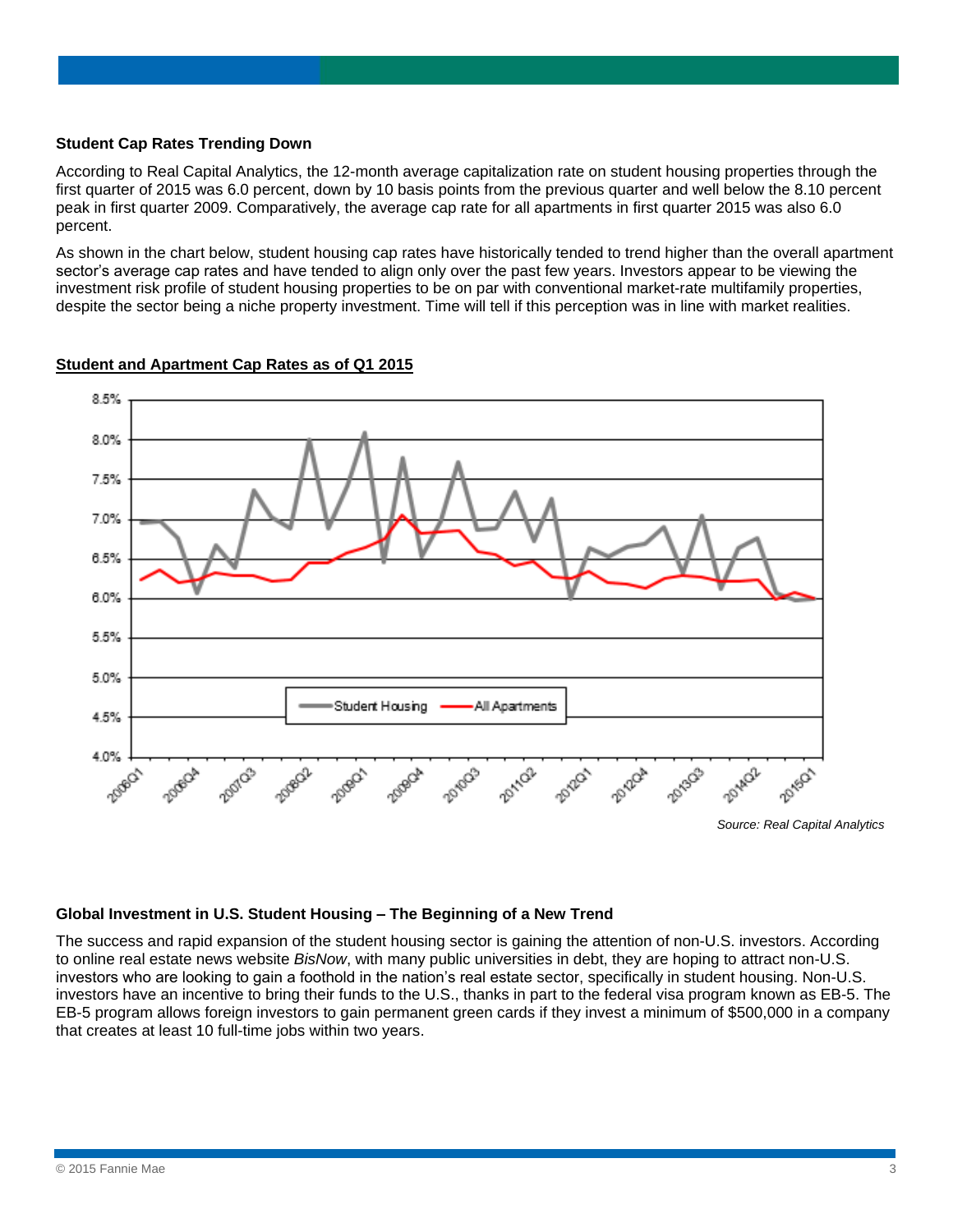### Student Cap Rates Trending Down

According to Real Capital Analytics, the 12-month average capitalization rate on student housing properties through the first quarter of 2015 was 6.0 percent, down by 10 basis points from the previous quarter and well below the 8.10 percent peak in first quarter 2009. Comparatively, the average cap rate for all apartments in first quarter 2015 was also 6.0 percent.

As shown in the chart below, student housing cap rates have historically tended to trend higher than the overall apartment sector's average cap rates and have tended to align only over the past few years. Investors appear to be viewing the investment risk profile of student housing properties to be on par with conventional market-rate multifamily properties, despite the sector being a niche property investment. Time will tell if this perception was in line with market realities.

**Student and Apartment Cap Rates as of Q1 2015**

*Source: Real Capital Analytics*

### Global Investment in U.S. Student Housing – The Beginning of a New Trend

The success and rapid expansion of the student housing sector is gaining the attention of non-U.S. investors. According to online real estate news website *BisNow*, with many public universities in debt, they are hoping to attract non-U.S. investors who are looking to gain a foothold in the nation's real estate sector, specifically in student housing. Non-U.S. investors have an incentive to bring their funds to the U.S., thanks in part to the federal visa program known as EB-5. The EB-5 program allows foreign investors to gain permanent green cards if they invest a minimum of $500,000 in a company that creates at least 10 full-time jobs within two years.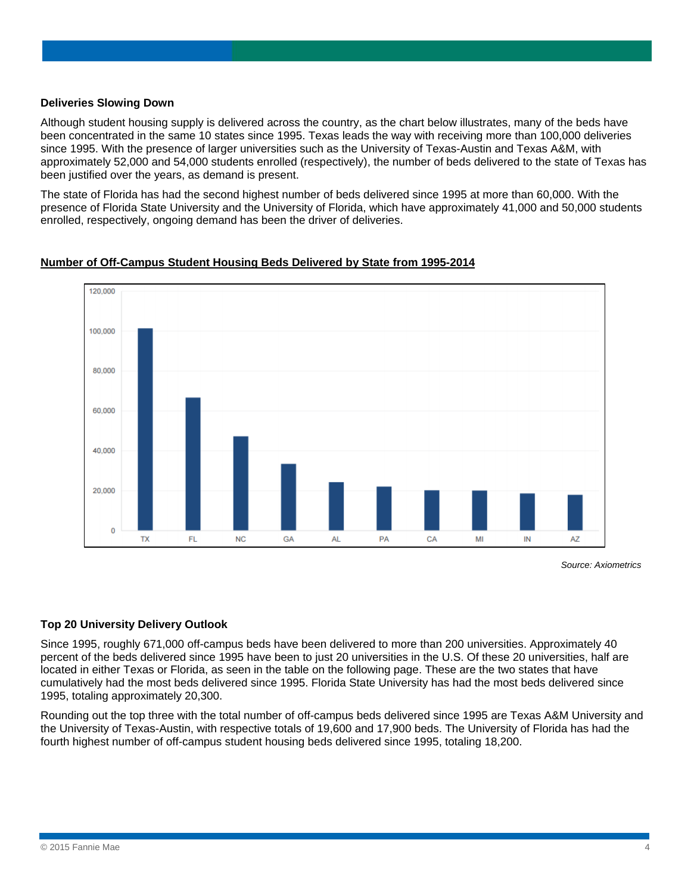### Deliveries Slowing Down

Although student housing supply is delivered across the country, as the chart below illustrates, many of the beds have been concentrated in the same 10 states since 1995. Texas leads the way with receiving more than 100,000 deliveries since 1995. With the presence of larger universities such as the University of Texas-Austin and Texas A&M, with approximately 52,000 and 54,000 students enrolled (respectively), the number of beds delivered to the state of Texas has been justified over the years, as demand is present.

The state of Florida has had the second highest number of beds delivered since 1995 at more than 60,000. With the presence of Florida State University and the University of Florida, which have approximately 41,000 and 50,000 students enrolled, respectively, ongoing demand has been the driver of deliveries.

**Number of Off-Campus Student Housing Beds Delivered by State from 1995-2014**

*Source: Axiometrics*

### Top 20 University Delivery Outlook

Since 1995, roughly 671,000 off-campus beds have been delivered to more than 200 universities. Approximately 40 percent of the beds delivered since 1995 have been to just 20 universities in the U.S. Of these 20 universities, half are located in either Texas or Florida, as seen in the table on the following page. These are the two states that have cumulatively had the most beds delivered since 1995. Florida State University has had the most beds delivered since 1995, totaling approximately 20,300.

Rounding out the top three with the total number of off-campus beds delivered since 1995 are Texas A&M University and the University of Texas-Austin, with respective totals of 19,600 and 17,900 beds. The University of Florida has had the fourth highest number of off-campus student housing beds delivered since 1995, totaling 18,200.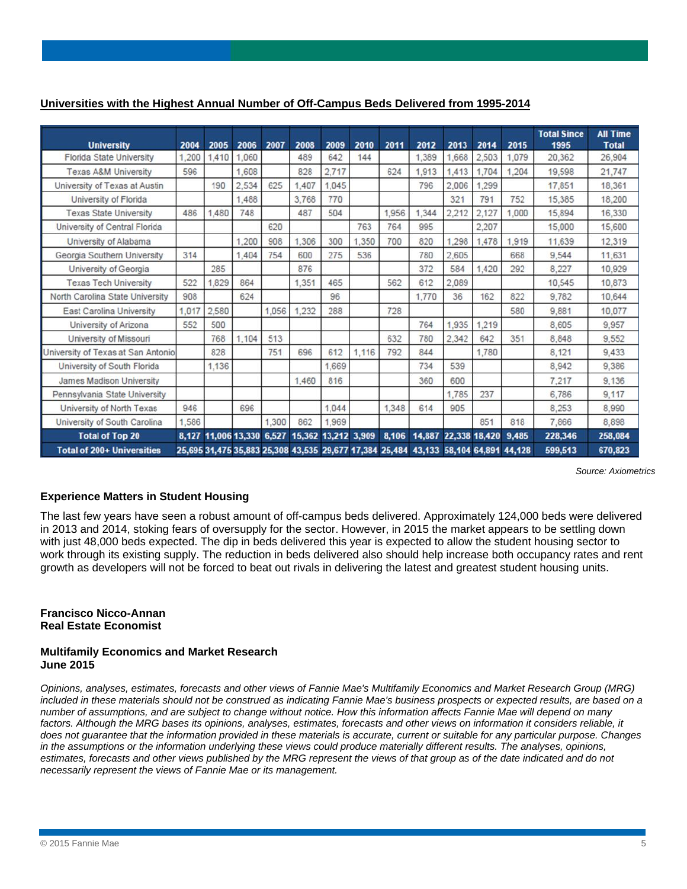## Universities with the Highest Annual Number of Off-Campus Beds Delivered from 1995-2014

| University | 2004 | 2005 | 2006 | 2007 | 2008 | 2009 | 2010 | 2011 | 2012 | 2013 | 2014 | 2015 | Total Since 1995 | All Time Total |
|---|---|---|---|---|---|---|---|---|---|---|---|---|---|---|
| Florida State University | 1,200 | 1,410 | 1,060 | | 489 | 642 | 144 | | 1,389 | 1,668 | 2,503 | 1,079 | 20,362 | 26,904 |
| Texas A&M University | 596 | | 1,608 | | 828 | 2,717 | | 624 | 1,913 | 1,413 | 1,704 | 1,204 | 19,598 | 21,747 |
| University of Texas at Austin | | 190 | 2,534 | 625 | 1,407 | 1,045 | | | 796 | 2,006 | 1,299 | | 17,851 | 18,361 |
| University of Florida | | | 1,488 | | 3,768 | 770 | | | | 321 | 791 | 752 | 15,385 | 18,200 |
| Texas State University | 486 | 1,480 | 748 | | 487 | 504 | | 1,956 | 1,344 | 2,212 | 2,127 | 1,000 | 15,894 | 16,330 |
| University of Central Florida | | | | 620 | | | 763 | 764 | 995 | | 2,207 | | 15,000 | 15,600 |
| University of Alabama | | | 1,200 | 908 | 1,306 | 300 | 1,350 | 700 | 820 | 1,298 | 1,478 | 1,919 | 11,639 | 12,319 |
| Georgia Southern University | 314 | | 1,404 | 754 | 600 | 275 | 536 | | 780 | 2,605 | | 668 | 9,544 | 11,631 |
| University of Georgia | | 285 | | | 876 | | | | 372 | 584 | 1,420 | 292 | 8,227 | 10,929 |
| Texas Tech University | 522 | 1,829 | 864 | | 1,351 | 465 | | 562 | 612 | 2,089 | | | 10,545 | 10,873 |
| North Carolina State University | 908 | | 624 | | | 96 | | | 1,770 | 36 | 162 | 822 | 9,782 | 10,644 |
| East Carolina University | 1,017 | 2,580 | | 1,056 | 1,232 | 288 | | 728 | | | | 580 | 9,881 | 10,077 |
| University of Arizona | 552 | 500 | | | | | | | 764 | 1,935 | 1,219 | | 8,605 | 9,957 |
| University of Missouri | | 768 | 1,104 | 513 | | | | 632 | 780 | 2,342 | 642 | 351 | 8,848 | 9,552 |
| University of Texas at San Antonio | | 828 | | 751 | 696 | 612 | 1,116 | 792 | 844 | | 1,780 | | 8,121 | 9,433 |
| University of South Florida | | 1,136 | | | | 1,669 | | | 734 | 539 | | | 8,942 | 9,386 |
| James Madison University | | | | | 1,460 | 816 | | | 360 | 600 | | | 7,217 | 9,136 |
| Pennsylvania State University | | | | | | | | | | 1,785 | 237 | | 6,786 | 9,117 |
| University of North Texas | 946 | | 696 | | | 1,044 | | 1,348 | 614 | 905 | | | 8,253 | 8,990 |
| University of South Carolina | 1,586 | | | 1,300 | 862 | 1,969 | | | | | 851 | 818 | 7,866 | 8,898 |
| **Total of Top 20** | **8,127** | **11,006** | **13,330** | **6,527** | **15,362** | **13,212** | **3,909** | **8,106** | **14,887** | **22,338** | **18,420** | **9,485** | **228,346** | **258,084** |
| **Total of 200+ Universities** | **25,695** | **31,475** | **35,883** | **25,308** | **43,535** | **29,677** | **17,384** | **25,484** | **43,133** | **58,104** | **64,891** | **44,128** | **599,513** | **670,823** |

*Source: Axiometrics*

### Experience Matters in Student Housing

The last few years have seen a robust amount of off-campus beds delivered. Approximately 124,000 beds were delivered in 2013 and 2014, stoking fears of oversupply for the sector. However, in 2015 the market appears to be settling down with just 48,000 beds expected. The dip in beds delivered this year is expected to allow the student housing sector to work through its existing supply. The reduction in beds delivered also should help increase both occupancy rates and rent growth as developers will not be forced to beat out rivals in delivering the latest and greatest student housing units.

**Francisco Nicco-Annan**
**Real Estate Economist**

**Multifamily Economics and Market Research**
**June 2015**

*Opinions, analyses, estimates, forecasts and other views of Fannie Mae's Multifamily Economics and Market Research Group (MRG) included in these materials should not be construed as indicating Fannie Mae's business prospects or expected results, are based on a number of assumptions, and are subject to change without notice. How this information affects Fannie Mae will depend on many factors. Although the MRG bases its opinions, analyses, estimates, forecasts and other views on information it considers reliable, it does not guarantee that the information provided in these materials is accurate, current or suitable for any particular purpose. Changes in the assumptions or the information underlying these views could produce materially different results. The analyses, opinions, estimates, forecasts and other views published by the MRG represent the views of that group as of the date indicated and do not necessarily represent the views of Fannie Mae or its management.*

© 2015 Fannie Mae